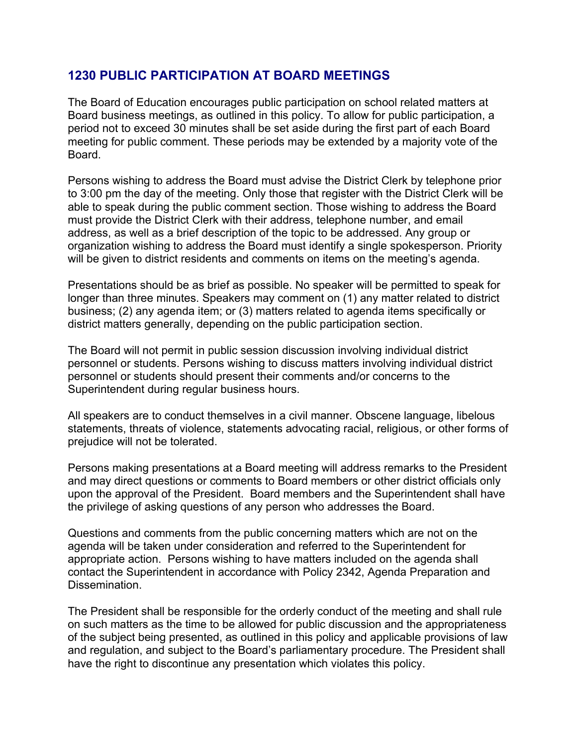## 1230 PUBLIC PARTICIPATION AT BOARD MEETINGS

The Board of Education encourages public participation on school related matters at Board business meetings, as outlined in this policy. To allow for public participation, a period not to exceed 30 minutes shall be set aside during the first part of each Board meeting for public comment. These periods may be extended by a majority vote of the Board.

Persons wishing to address the Board must advise the District Clerk by telephone prior to 3:00 pm the day of the meeting. Only those that register with the District Clerk will be able to speak during the public comment section. Those wishing to address the Board must provide the District Clerk with their address, telephone number, and email address, as well as a brief description of the topic to be addressed. Any group or organization wishing to address the Board must identify a single spokesperson. Priority will be given to district residents and comments on items on the meeting's agenda.

Presentations should be as brief as possible. No speaker will be permitted to speak for longer than three minutes. Speakers may comment on (1) any matter related to district business; (2) any agenda item; or (3) matters related to agenda items specifically or district matters generally, depending on the public participation section.

The Board will not permit in public session discussion involving individual district personnel or students. Persons wishing to discuss matters involving individual district personnel or students should present their comments and/or concerns to the Superintendent during regular business hours.

All speakers are to conduct themselves in a civil manner. Obscene language, libelous statements, threats of violence, statements advocating racial, religious, or other forms of prejudice will not be tolerated.

Persons making presentations at a Board meeting will address remarks to the President and may direct questions or comments to Board members or other district officials only upon the approval of the President. Board members and the Superintendent shall have the privilege of asking questions of any person who addresses the Board.

Questions and comments from the public concerning matters which are not on the agenda will be taken under consideration and referred to the Superintendent for appropriate action. Persons wishing to have matters included on the agenda shall contact the Superintendent in accordance with Policy 2342, Agenda Preparation and Dissemination.

The President shall be responsible for the orderly conduct of the meeting and shall rule on such matters as the time to be allowed for public discussion and the appropriateness of the subject being presented, as outlined in this policy and applicable provisions of law and regulation, and subject to the Board's parliamentary procedure. The President shall have the right to discontinue any presentation which violates this policy.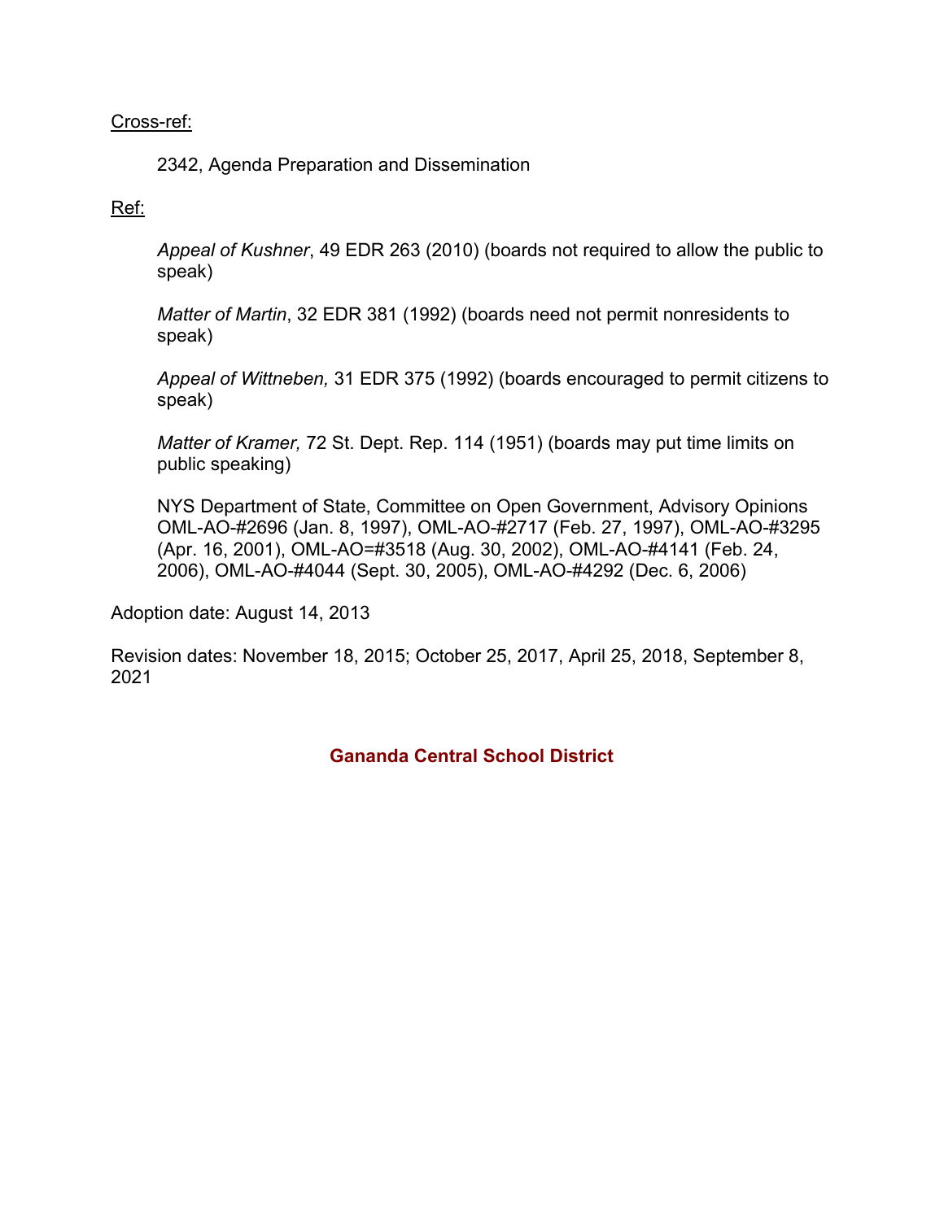Cross-ref:

2342, Agenda Preparation and Dissemination

Ref:

*Appeal of Kushner*, 49 EDR 263 (2010) (boards not required to allow the public to speak)

*Matter of Martin*, 32 EDR 381 (1992) (boards need not permit nonresidents to speak)

*Appeal of Wittneben,* 31 EDR 375 (1992) (boards encouraged to permit citizens to speak)

*Matter of Kramer,* 72 St. Dept. Rep. 114 (1951) (boards may put time limits on public speaking)

NYS Department of State, Committee on Open Government, Advisory Opinions OML-AO-#2696 (Jan. 8, 1997), OML-AO-#2717 (Feb. 27, 1997), OML-AO-#3295 (Apr. 16, 2001), OML-AO=#3518 (Aug. 30, 2002), OML-AO-#4141 (Feb. 24, 2006), OML-AO-#4044 (Sept. 30, 2005), OML-AO-#4292 (Dec. 6, 2006)

Adoption date: August 14, 2013

Revision dates: November 18, 2015; October 25, 2017, April 25, 2018, September 8, 2021

**Gananda Central School District**